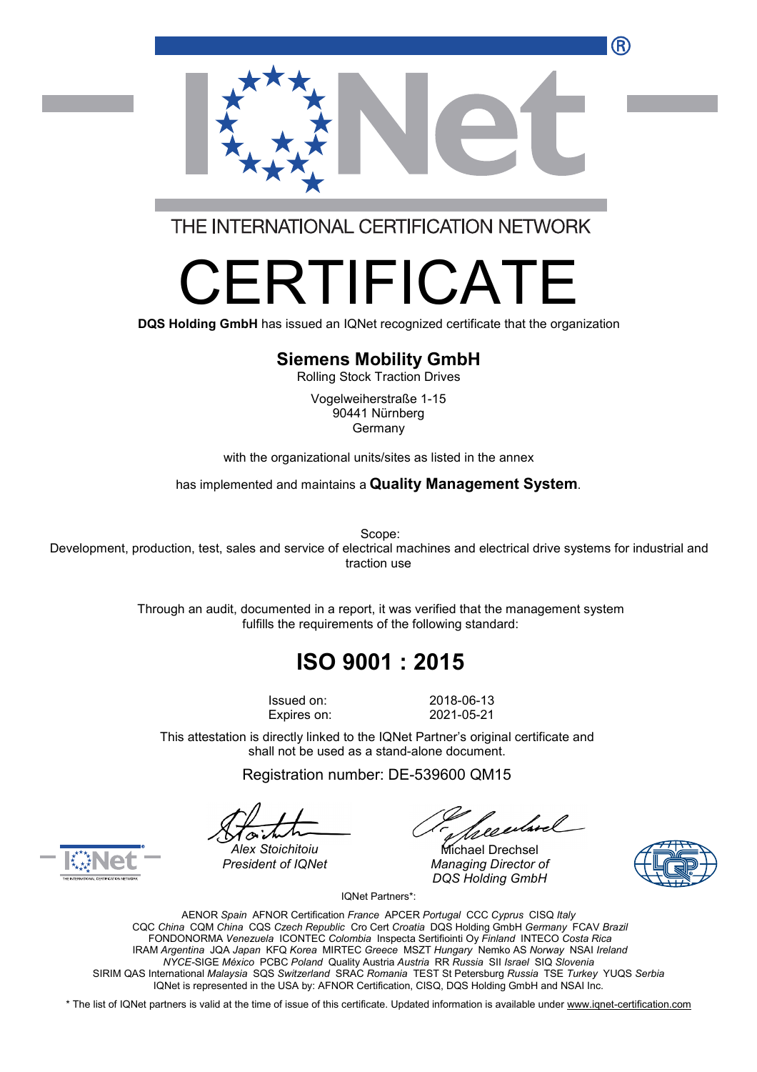THE INTERNATIONAL CERTIFICATION NETWORK

# CERTIFICATE

**DQS Holding GmbH** has issued an IQNet recognized certificate that the organization

## Siemens Mobility GmbH

Rolling Stock Traction Drives

Vogelweiherstraße 1-15
90441 Nürnberg
Germany

with the organizational units/sites as listed in the annex

has implemented and maintains a **Quality Management System**.

Scope:
Development, production, test, sales and service of electrical machines and electrical drive systems for industrial and traction use

Through an audit, documented in a report, it was verified that the management system fulfills the requirements of the following standard:

## ISO 9001 : 2015

| | |
|---|---|
| Issued on: | 2018-06-13 |
| Expires on: | 2021-05-21 |

This attestation is directly linked to the IQNet Partner's original certificate and shall not be used as a stand-alone document.

Registration number: DE-539600 QM15

*Alex Stoichitoiu*
*President of IQNet*

Michael Drechsel
*Managing Director of DQS Holding GmbH*

IQNet Partners*:

AENOR *Spain* AFNOR Certification *France* APCER *Portugal* CCC *Cyprus* CISQ *Italy*
CQC *China* CQM *China* CQS *Czech Republic* Cro Cert *Croatia* DQS Holding GmbH *Germany* FCAV *Brazil*
FONDONORMA *Venezuela* ICONTEC *Colombia* Inspecta Sertifiointi Oy *Finland* INTECO *Costa Rica*
IRAM *Argentina* JQA *Japan* KFQ *Korea* MIRTEC *Greece* MSZT *Hungary* Nemko AS *Norway* NSAI *Ireland*
*NYCE*-SIGE *México* PCBC *Poland* Quality Austria *Austria* RR *Russia* SII *Israel* SIQ *Slovenia*
SIRIM QAS International *Malaysia* SQS *Switzerland* SRAC *Romania* TEST St Petersburg *Russia* TSE *Turkey* YUQS *Serbia*
IQNet is represented in the USA by: AFNOR Certification, CISQ, DQS Holding GmbH and NSAI Inc.

\* The list of IQNet partners is valid at the time of issue of this certificate. Updated information is available under www.iqnet-certification.com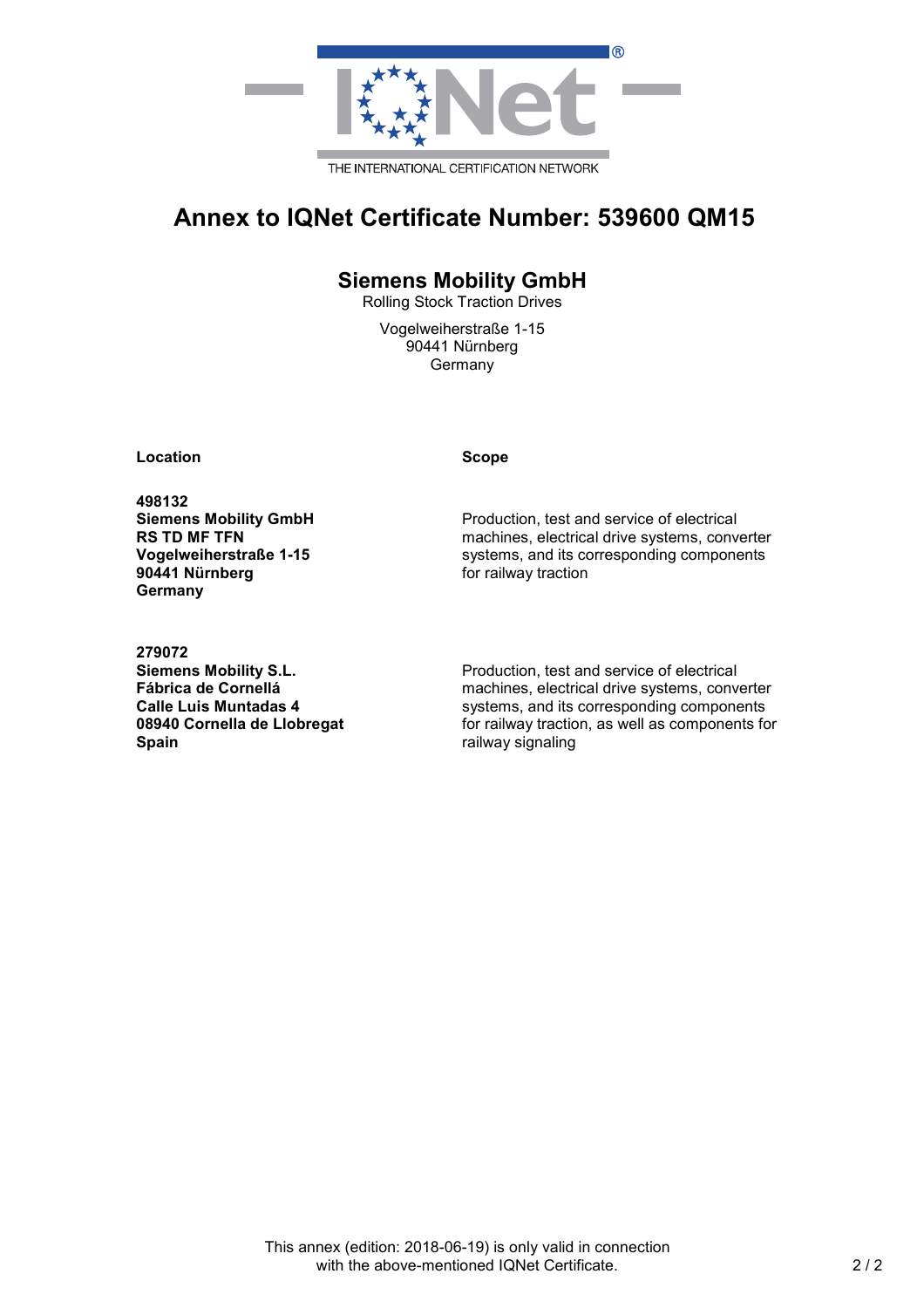THE INTERNATIONAL CERTIFICATION NETWORK

# Annex to IQNet Certificate Number: 539600 QM15

## Siemens Mobility GmbH

Rolling Stock Traction Drives

Vogelweiherstraße 1-15
90441 Nürnberg
Germany

| Location | Scope |
|---|---|
| **498132**<br>**Siemens Mobility GmbH**<br>**RS TD MF TFN**<br>**Vogelweiherstraße 1-15**<br>**90441 Nürnberg**<br>**Germany** | Production, test and service of electrical machines, electrical drive systems, converter systems, and its corresponding components for railway traction |
| **279072**<br>**Siemens Mobility S.L.**<br>**Fábrica de Cornellá**<br>**Calle Luis Muntadas 4**<br>**08940 Cornella de Llobregat**<br>**Spain** | Production, test and service of electrical machines, electrical drive systems, converter systems, and its corresponding components for railway traction, as well as components for railway signaling |

This annex (edition: 2018-06-19) is only valid in connection with the above-mentioned IQNet Certificate.